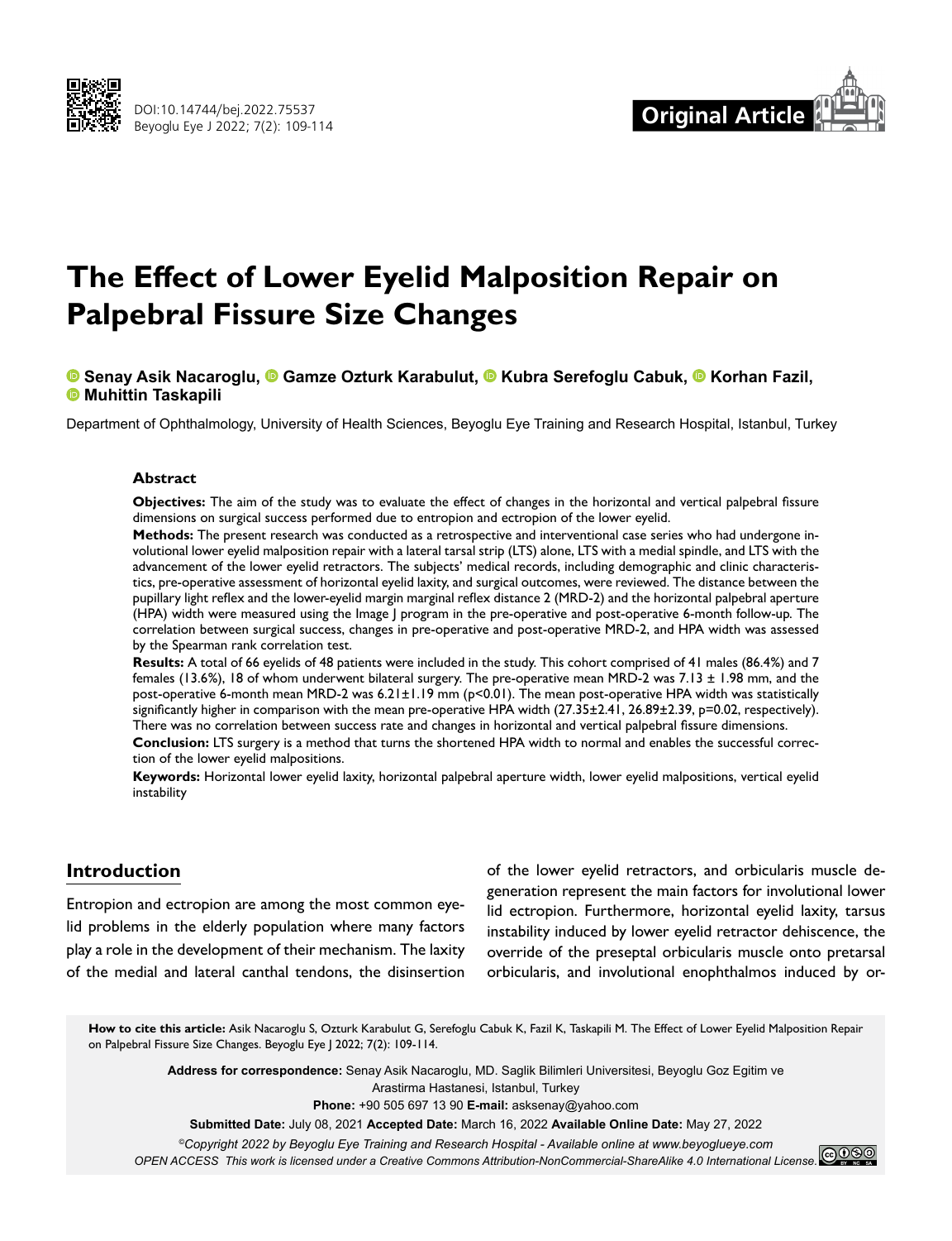# The Effect of Lower Eyelid Malposition Repair on Palpebral Fissure Size Changes

**Senay Asik Nacaroglu, Gamze Ozturk Karabulut, Kubra Serefoglu Cabuk, Korhan Fazil, Muhittin Taskapili**

Department of Ophthalmology, University of Health Sciences, Beyoglu Eye Training and Research Hospital, Istanbul, Turkey

### Abstract

**Objectives:** The aim of the study was to evaluate the effect of changes in the horizontal and vertical palpebral fissure dimensions on surgical success performed due to entropion and ectropion of the lower eyelid.

**Methods:** The present research was conducted as a retrospective and interventional case series who had undergone involutional lower eyelid malposition repair with a lateral tarsal strip (LTS) alone, LTS with a medial spindle, and LTS with the advancement of the lower eyelid retractors. The subjects' medical records, including demographic and clinic characteristics, pre-operative assessment of horizontal eyelid laxity, and surgical outcomes, were reviewed. The distance between the pupillary light reflex and the lower-eyelid margin marginal reflex distance 2 (MRD-2) and the horizontal palpebral aperture (HPA) width were measured using the Image J program in the pre-operative and post-operative 6-month follow-up. The correlation between surgical success, changes in pre-operative and post-operative MRD-2, and HPA width was assessed by the Spearman rank correlation test.

**Results:** A total of 66 eyelids of 48 patients were included in the study. This cohort comprised of 41 males (86.4%) and 7 females (13.6%), 18 of whom underwent bilateral surgery. The pre-operative mean MRD-2 was 7.13 ± 1.98 mm, and the post-operative 6-month mean MRD-2 was 6.21±1.19 mm ($p<0.01$). The mean post-operative HPA width was statistically significantly higher in comparison with the mean pre-operative HPA width (27.35±2.41, 26.89±2.39, $p=0.02$, respectively). There was no correlation between success rate and changes in horizontal and vertical palpebral fissure dimensions.

**Conclusion:** LTS surgery is a method that turns the shortened HPA width to normal and enables the successful correction of the lower eyelid malpositions.

**Keywords:** Horizontal lower eyelid laxity, horizontal palpebral aperture width, lower eyelid malpositions, vertical eyelid instability

## Introduction

Entropion and ectropion are among the most common eyelid problems in the elderly population where many factors play a role in the development of their mechanism. The laxity of the medial and lateral canthal tendons, the disinsertion of the lower eyelid retractors, and orbicularis muscle degeneration represent the main factors for involutional lower lid ectropion. Furthermore, horizontal eyelid laxity, tarsus instability induced by lower eyelid retractor dehiscence, the override of the preseptal orbicularis muscle onto pretarsal orbicularis, and involutional enophthalmos induced by or-

**How to cite this article:** Asik Nacaroglu S, Ozturk Karabulut G, Serefoglu Cabuk K, Fazil K, Taskapili M. The Effect of Lower Eyelid Malposition Repair on Palpebral Fissure Size Changes. Beyoglu Eye J 2022; 7(2): 109-114.

**Address for correspondence:** Senay Asik Nacaroglu, MD. Saglik Bilimleri Universitesi, Beyoglu Goz Egitim ve Arastirma Hastanesi, Istanbul, Turkey

**Phone:** +90 505 697 13 90 **E-mail:** asksenay@yahoo.com

**Submitted Date:** July 08, 2021 **Accepted Date:** March 16, 2022 **Available Online Date:** May 27, 2022

*©Copyright 2022 by Beyoglu Eye Training and Research Hospital - Available online at www.beyoglueye.com*

*OPEN ACCESS This work is licensed under a Creative Commons Attribution-NonCommercial-ShareAlike 4.0 International License.*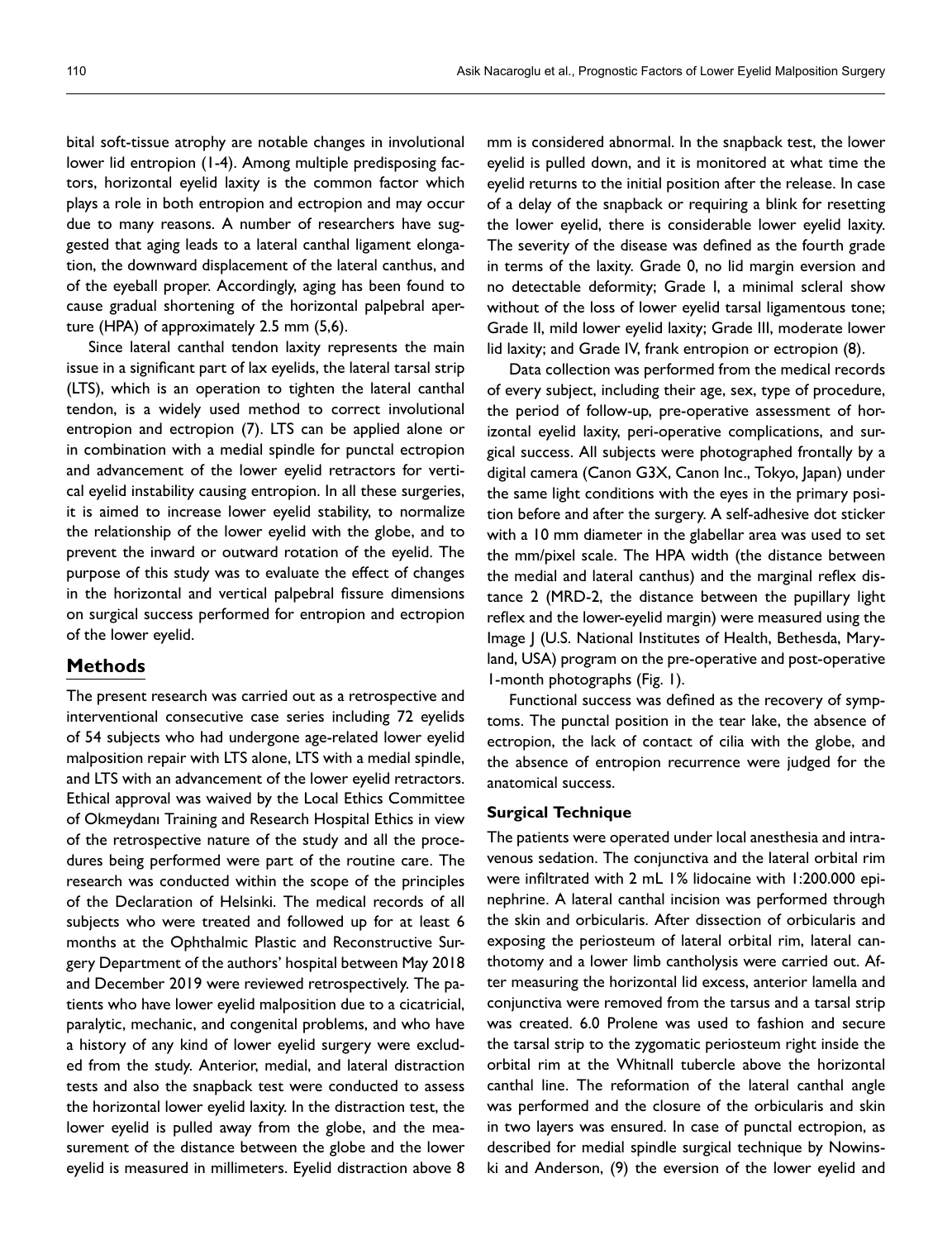bital soft-tissue atrophy are notable changes in involutional lower lid entropion (1-4). Among multiple predisposing factors, horizontal eyelid laxity is the common factor which plays a role in both entropion and ectropion and may occur due to many reasons. A number of researchers have suggested that aging leads to a lateral canthal ligament elongation, the downward displacement of the lateral canthus, and of the eyeball proper. Accordingly, aging has been found to cause gradual shortening of the horizontal palpebral aperture (HPA) of approximately 2.5 mm (5,6).

Since lateral canthal tendon laxity represents the main issue in a significant part of lax eyelids, the lateral tarsal strip (LTS), which is an operation to tighten the lateral canthal tendon, is a widely used method to correct involutional entropion and ectropion (7). LTS can be applied alone or in combination with a medial spindle for punctal ectropion and advancement of the lower eyelid retractors for vertical eyelid instability causing entropion. In all these surgeries, it is aimed to increase lower eyelid stability, to normalize the relationship of the lower eyelid with the globe, and to prevent the inward or outward rotation of the eyelid. The purpose of this study was to evaluate the effect of changes in the horizontal and vertical palpebral fissure dimensions on surgical success performed for entropion and ectropion of the lower eyelid.

## Methods

The present research was carried out as a retrospective and interventional consecutive case series including 72 eyelids of 54 subjects who had undergone age-related lower eyelid malposition repair with LTS alone, LTS with a medial spindle, and LTS with an advancement of the lower eyelid retractors. Ethical approval was waived by the Local Ethics Committee of Okmeydanı Training and Research Hospital Ethics in view of the retrospective nature of the study and all the procedures being performed were part of the routine care. The research was conducted within the scope of the principles of the Declaration of Helsinki. The medical records of all subjects who were treated and followed up for at least 6 months at the Ophthalmic Plastic and Reconstructive Surgery Department of the authors' hospital between May 2018 and December 2019 were reviewed retrospectively. The patients who have lower eyelid malposition due to a cicatricial, paralytic, mechanic, and congenital problems, and who have a history of any kind of lower eyelid surgery were excluded from the study. Anterior, medial, and lateral distraction tests and also the snapback test were conducted to assess the horizontal lower eyelid laxity. In the distraction test, the lower eyelid is pulled away from the globe, and the measurement of the distance between the globe and the lower eyelid is measured in millimeters. Eyelid distraction above 8 mm is considered abnormal. In the snapback test, the lower eyelid is pulled down, and it is monitored at what time the eyelid returns to the initial position after the release. In case of a delay of the snapback or requiring a blink for resetting the lower eyelid, there is considerable lower eyelid laxity. The severity of the disease was defined as the fourth grade in terms of the laxity. Grade 0, no lid margin eversion and no detectable deformity; Grade I, a minimal scleral show without of the loss of lower eyelid tarsal ligamentous tone; Grade II, mild lower eyelid laxity; Grade III, moderate lower lid laxity; and Grade IV, frank entropion or ectropion (8).

Data collection was performed from the medical records of every subject, including their age, sex, type of procedure, the period of follow-up, pre-operative assessment of horizontal eyelid laxity, peri-operative complications, and surgical success. All subjects were photographed frontally by a digital camera (Canon G3X, Canon Inc., Tokyo, Japan) under the same light conditions with the eyes in the primary position before and after the surgery. A self-adhesive dot sticker with a 10 mm diameter in the glabellar area was used to set the mm/pixel scale. The HPA width (the distance between the medial and lateral canthus) and the marginal reflex distance 2 (MRD-2, the distance between the pupillary light reflex and the lower-eyelid margin) were measured using the Image J (U.S. National Institutes of Health, Bethesda, Maryland, USA) program on the pre-operative and post-operative 1-month photographs (Fig. 1).

Functional success was defined as the recovery of symptoms. The punctal position in the tear lake, the absence of ectropion, the lack of contact of cilia with the globe, and the absence of entropion recurrence were judged for the anatomical success.

### Surgical Technique

The patients were operated under local anesthesia and intravenous sedation. The conjunctiva and the lateral orbital rim were infiltrated with 2 mL 1% lidocaine with 1:200.000 epinephrine. A lateral canthal incision was performed through the skin and orbicularis. After dissection of orbicularis and exposing the periosteum of lateral orbital rim, lateral canthotomy and a lower limb cantholysis were carried out. After measuring the horizontal lid excess, anterior lamella and conjunctiva were removed from the tarsus and a tarsal strip was created. 6.0 Prolene was used to fashion and secure the tarsal strip to the zygomatic periosteum right inside the orbital rim at the Whitnall tubercle above the horizontal canthal line. The reformation of the lateral canthal angle was performed and the closure of the orbicularis and skin in two layers was ensured. In case of punctal ectropion, as described for medial spindle surgical technique by Nowinski and Anderson, (9) the eversion of the lower eyelid and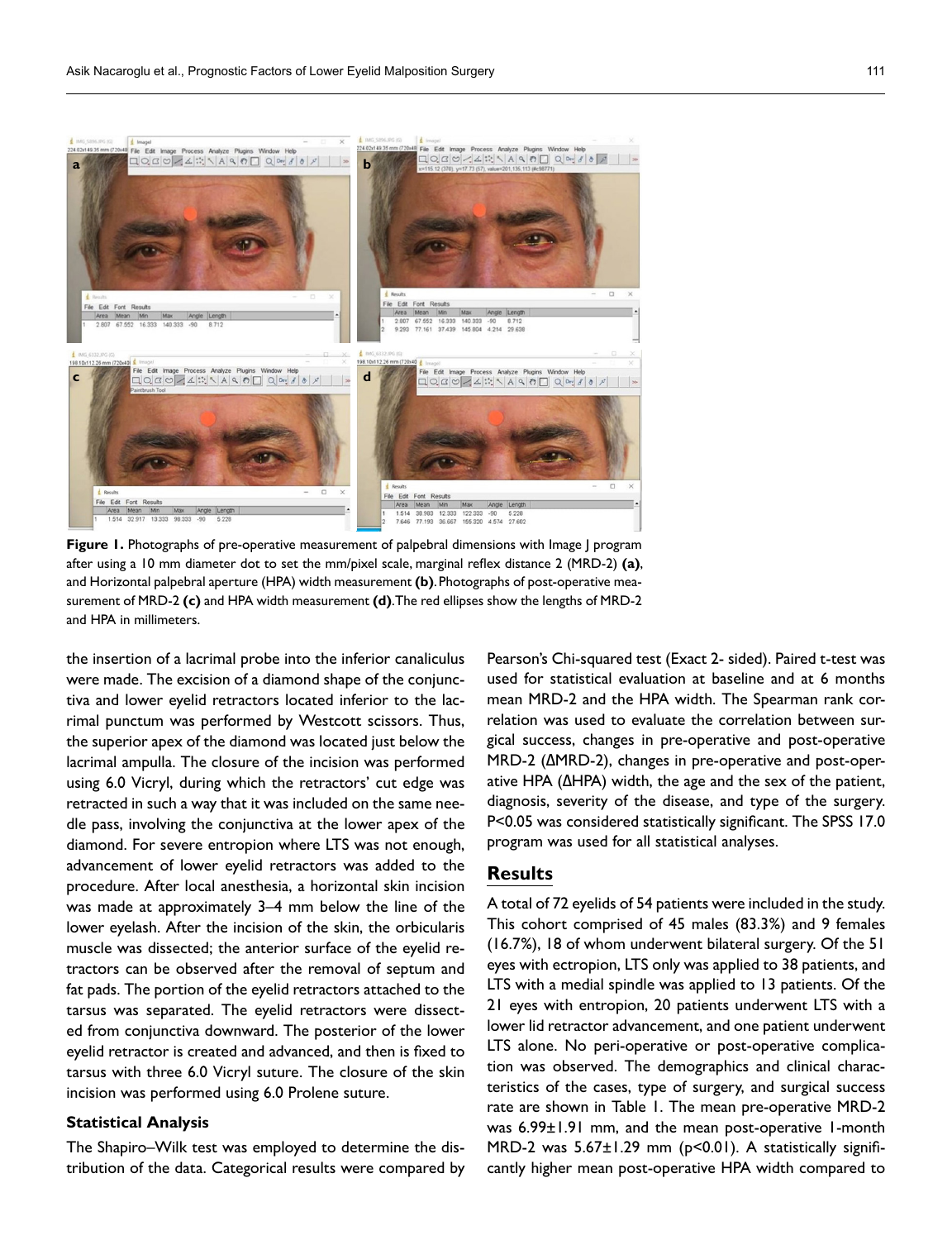Figure 1. Photographs of pre-operative measurement of palpebral dimensions with Image J program after using a 10 mm diameter dot to set the mm/pixel scale, marginal reflex distance 2 (MRD-2) **(a)**, and Horizontal palpebral aperture (HPA) width measurement **(b)**. Photographs of post-operative measurement of MRD-2 **(c)** and HPA width measurement **(d)**. The red ellipses show the lengths of MRD-2 and HPA in millimeters.

the insertion of a lacrimal probe into the inferior canaliculus were made. The excision of a diamond shape of the conjunctiva and lower eyelid retractors located inferior to the lacrimal punctum was performed by Westcott scissors. Thus, the superior apex of the diamond was located just below the lacrimal ampulla. The closure of the incision was performed using 6.0 Vicryl, during which the retractors' cut edge was retracted in such a way that it was included on the same needle pass, involving the conjunctiva at the lower apex of the diamond. For severe entropion where LTS was not enough, advancement of lower eyelid retractors was added to the procedure. After local anesthesia, a horizontal skin incision was made at approximately 3–4 mm below the line of the lower eyelash. After the incision of the skin, the orbicularis muscle was dissected; the anterior surface of the eyelid retractors can be observed after the removal of septum and fat pads. The portion of the eyelid retractors attached to the tarsus was separated. The eyelid retractors were dissected from conjunctiva downward. The posterior of the lower eyelid retractor is created and advanced, and then is fixed to tarsus with three 6.0 Vicryl suture. The closure of the skin incision was performed using 6.0 Prolene suture.

### Statistical Analysis

The Shapiro–Wilk test was employed to determine the distribution of the data. Categorical results were compared by Pearson's Chi-squared test (Exact 2- sided). Paired t-test was used for statistical evaluation at baseline and at 6 months mean MRD-2 and the HPA width. The Spearman rank correlation was used to evaluate the correlation between surgical success, changes in pre-operative and post-operative MRD-2 (ΔMRD-2), changes in pre-operative and post-operative HPA (ΔHPA) width, the age and the sex of the patient, diagnosis, severity of the disease, and type of the surgery. P<0.05 was considered statistically significant. The SPSS 17.0 program was used for all statistical analyses.

## Results

A total of 72 eyelids of 54 patients were included in the study. This cohort comprised of 45 males (83.3%) and 9 females (16.7%), 18 of whom underwent bilateral surgery. Of the 51 eyes with ectropion, LTS only was applied to 38 patients, and LTS with a medial spindle was applied to 13 patients. Of the 21 eyes with entropion, 20 patients underwent LTS with a lower lid retractor advancement, and one patient underwent LTS alone. No peri-operative or post-operative complication was observed. The demographics and clinical characteristics of the cases, type of surgery, and surgical success rate are shown in Table 1. The mean pre-operative MRD-2 was 6.99±1.91 mm, and the mean post-operative 1-month MRD-2 was 5.67±1.29 mm (p<0.01). A statistically significantly higher mean post-operative HPA width compared to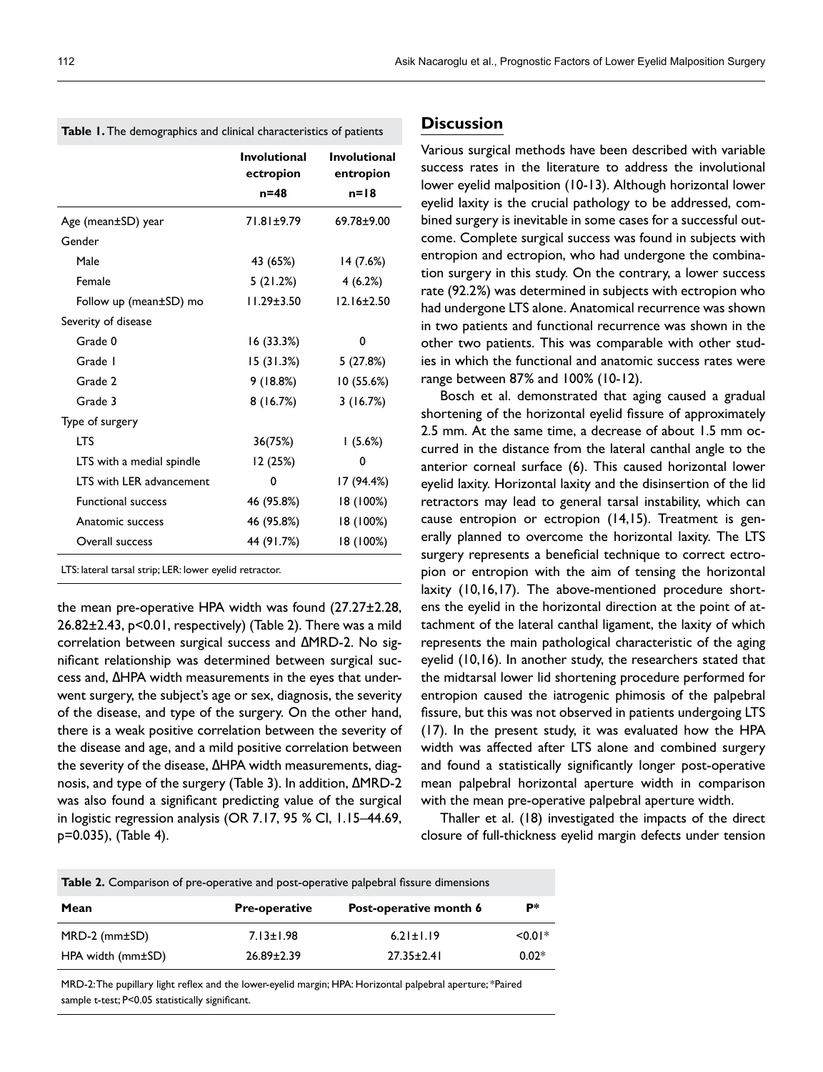**Table 1.** The demographics and clinical characteristics of patients

| | Involutional ectropion n=48 | Involutional entropion n=18 |
|---|---|---|
| Age (mean±SD) year | 71.81±9.79 | 69.78±9.00 |
| Gender | | |
| Male | 43 (65%) | 14 (7.6%) |
| Female | 5 (21.2%) | 4 (6.2%) |
| Follow up (mean±SD) mo | 11.29±3.50 | 12.16±2.50 |
| Severity of disease | | |
| Grade 0 | 16 (33.3%) | 0 |
| Grade 1 | 15 (31.3%) | 5 (27.8%) |
| Grade 2 | 9 (18.8%) | 10 (55.6%) |
| Grade 3 | 8 (16.7%) | 3 (16.7%) |
| Type of surgery | | |
| LTS | 36(75%) | 1 (5.6%) |
| LTS with a medial spindle | 12 (25%) | 0 |
| LTS with LER advancement | 0 | 17 (94.4%) |
| Functional success | 46 (95.8%) | 18 (100%) |
| Anatomic success | 46 (95.8%) | 18 (100%) |
| Overall success | 44 (91.7%) | 18 (100%) |

LTS: lateral tarsal strip; LER: lower eyelid retractor.

the mean pre-operative HPA width was found (27.27±2.28, 26.82±2.43, p<0.01, respectively) (Table 2). There was a mild correlation between surgical success and ΔMRD-2. No significant relationship was determined between surgical success and, ΔHPA width measurements in the eyes that underwent surgery, the subject's age or sex, diagnosis, the severity of the disease, and type of the surgery. On the other hand, there is a weak positive correlation between the severity of the disease and age, and a mild positive correlation between the severity of the disease, ΔHPA width measurements, diagnosis, and type of the surgery (Table 3). In addition, ΔMRD-2 was also found a significant predicting value of the surgical in logistic regression analysis (OR 7.17, 95 % CI, 1.15–44.69, p=0.035), (Table 4).

## Discussion

Various surgical methods have been described with variable success rates in the literature to address the involutional lower eyelid malposition (10-13). Although horizontal lower eyelid laxity is the crucial pathology to be addressed, combined surgery is inevitable in some cases for a successful outcome. Complete surgical success was found in subjects with entropion and ectropion, who had undergone the combination surgery in this study. On the contrary, a lower success rate (92.2%) was determined in subjects with ectropion who had undergone LTS alone. Anatomical recurrence was shown in two patients and functional recurrence was shown in the other two patients. This was comparable with other studies in which the functional and anatomic success rates were range between 87% and 100% (10-12).

Bosch et al. demonstrated that aging caused a gradual shortening of the horizontal eyelid fissure of approximately 2.5 mm. At the same time, a decrease of about 1.5 mm occurred in the distance from the lateral canthal angle to the anterior corneal surface (6). This caused horizontal lower eyelid laxity. Horizontal laxity and the disinsertion of the lid retractors may lead to general tarsal instability, which can cause entropion or ectropion (14,15). Treatment is generally planned to overcome the horizontal laxity. The LTS surgery represents a beneficial technique to correct ectropion or entropion with the aim of tensing the horizontal laxity (10,16,17). The above-mentioned procedure shortens the eyelid in the horizontal direction at the point of attachment of the lateral canthal ligament, the laxity of which represents the main pathological characteristic of the aging eyelid (10,16). In another study, the researchers stated that the midtarsal lower lid shortening procedure performed for entropion caused the iatrogenic phimosis of the palpebral fissure, but this was not observed in patients undergoing LTS (17). In the present study, it was evaluated how the HPA width was affected after LTS alone and combined surgery and found a statistically significantly longer post-operative mean palpebral horizontal aperture width in comparison with the mean pre-operative palpebral aperture width.

Thaller et al. (18) investigated the impacts of the direct closure of full-thickness eyelid margin defects under tension

**Table 2.** Comparison of pre-operative and post-operative palpebral fissure dimensions

| Mean | Pre-operative | Post-operative month 6 | P* |
|---|---|---|---|
| MRD-2 (mm±SD) | 7.13±1.98 | 6.21±1.19 | <0.01* |
| HPA width (mm±SD) | 26.89±2.39 | 27.35±2.41 | 0.02* |

MRD-2: The pupillary light reflex and the lower-eyelid margin; HPA: Horizontal palpebral aperture; *Paired sample t-test; P<0.05 statistically significant.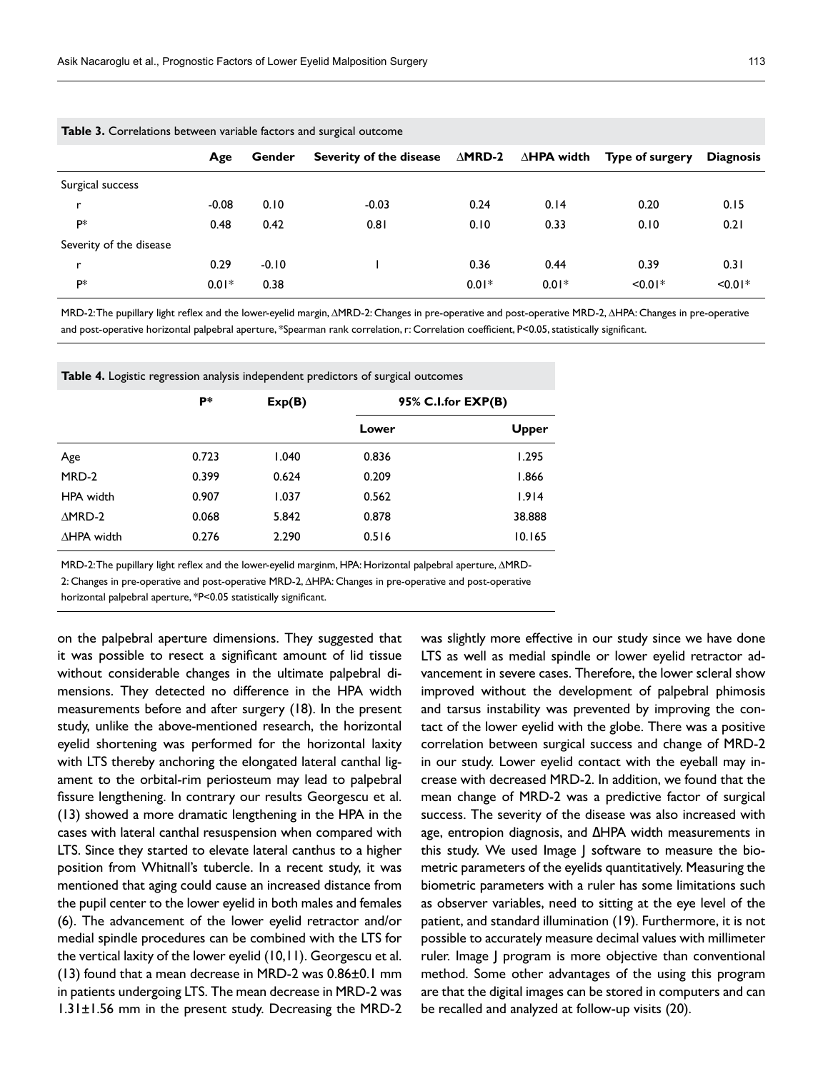**Table 3.** Correlations between variable factors and surgical outcome

| | Age | Gender | Severity of the disease | ∆MRD-2 | ∆HPA width | Type of surgery | Diagnosis |
|---|---|---|---|---|---|---|---|
| Surgical success | | | | | | | |
| r | -0.08 | 0.10 | -0.03 | 0.24 | 0.14 | 0.20 | 0.15 |
| P* | 0.48 | 0.42 | 0.81 | 0.10 | 0.33 | 0.10 | 0.21 |
| Severity of the disease | | | | | | | |
| r | 0.29 | -0.10 | 1 | 0.36 | 0.44 | 0.39 | 0.31 |
| P* | 0.01* | 0.38 | | 0.01* | 0.01* | <0.01* | <0.01* |

MRD-2: The pupillary light reflex and the lower-eyelid margin, ∆MRD-2: Changes in pre-operative and post-operative MRD-2, ∆HPA: Changes in pre-operative and post-operative horizontal palpebral aperture, *Spearman rank correlation, r: Correlation coefficient, P<0.05, statistically significant.

**Table 4.** Logistic regression analysis independent predictors of surgical outcomes

| | P* | Exp(B) | 95% C.I.for EXP(B) | |
|---|---|---|---|---|
| | | | Lower | Upper |
| Age | 0.723 | 1.040 | 0.836 | 1.295 |
| MRD-2 | 0.399 | 0.624 | 0.209 | 1.866 |
| HPA width | 0.907 | 1.037 | 0.562 | 1.914 |
| ∆MRD-2 | 0.068 | 5.842 | 0.878 | 38.888 |
| ∆HPA width | 0.276 | 2.290 | 0.516 | 10.165 |

MRD-2: The pupillary light reflex and the lower-eyelid marginm, HPA: Horizontal palpebral aperture, ∆MRD-2: Changes in pre-operative and post-operative MRD-2, ∆HPA: Changes in pre-operative and post-operative horizontal palpebral aperture, *P<0.05 statistically significant.

on the palpebral aperture dimensions. They suggested that it was possible to resect a significant amount of lid tissue without considerable changes in the ultimate palpebral dimensions. They detected no difference in the HPA width measurements before and after surgery (18). In the present study, unlike the above-mentioned research, the horizontal eyelid shortening was performed for the horizontal laxity with LTS thereby anchoring the elongated lateral canthal ligament to the orbital-rim periosteum may lead to palpebral fissure lengthening. In contrary our results Georgescu et al. (13) showed a more dramatic lengthening in the HPA in the cases with lateral canthal resuspension when compared with LTS. Since they started to elevate lateral canthus to a higher position from Whitnall's tubercle. In a recent study, it was mentioned that aging could cause an increased distance from the pupil center to the lower eyelid in both males and females (6). The advancement of the lower eyelid retractor and/or medial spindle procedures can be combined with the LTS for the vertical laxity of the lower eyelid (10,11). Georgescu et al. (13) found that a mean decrease in MRD-2 was 0.86±0.1 mm in patients undergoing LTS. The mean decrease in MRD-2 was 1.31±1.56 mm in the present study. Decreasing the MRD-2 was slightly more effective in our study since we have done LTS as well as medial spindle or lower eyelid retractor advancement in severe cases. Therefore, the lower scleral show improved without the development of palpebral phimosis and tarsus instability was prevented by improving the contact of the lower eyelid with the globe. There was a positive correlation between surgical success and change of MRD-2 in our study. Lower eyelid contact with the eyeball may increase with decreased MRD-2. In addition, we found that the mean change of MRD-2 was a predictive factor of surgical success. The severity of the disease was also increased with age, entropion diagnosis, and ΔHPA width measurements in this study. We used Image J software to measure the biometric parameters of the eyelids quantitatively. Measuring the biometric parameters with a ruler has some limitations such as observer variables, need to sitting at the eye level of the patient, and standard illumination (19). Furthermore, it is not possible to accurately measure decimal values with millimeter ruler. Image J program is more objective than conventional method. Some other advantages of the using this program are that the digital images can be stored in computers and can be recalled and analyzed at follow-up visits (20).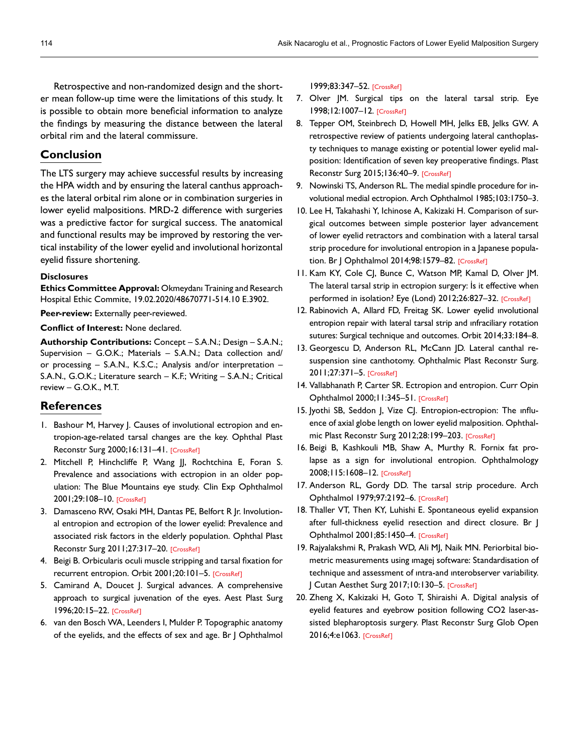Retrospective and non-randomized design and the shorter mean follow-up time were the limitations of this study. It is possible to obtain more beneficial information to analyze the findings by measuring the distance between the lateral orbital rim and the lateral commissure.

## Conclusion

The LTS surgery may achieve successful results by increasing the HPA width and by ensuring the lateral canthus approaches the lateral orbital rim alone or in combination surgeries in lower eyelid malpositions. MRD-2 difference with surgeries was a predictive factor for surgical success. The anatomical and functional results may be improved by restoring the vertical instability of the lower eyelid and involutional horizontal eyelid fissure shortening.

### Disclosures

**Ethics Committee Approval:** Okmeydanı Training and Research Hospital Ethic Commite, 19.02.2020/48670771-514.10 E.3902.

**Peer-review:** Externally peer-reviewed.

**Conflict of Interest:** None declared.

**Authorship Contributions:** Concept – S.A.N.; Design – S.A.N.; Supervision – G.O.K.; Materials – S.A.N.; Data collection and/or processing – S.A.N., K.S.C.; Analysis and/or interpretation – S.A.N., G.O.K.; Literature search – K.F.; Writing – S.A.N.; Critical review – G.O.K., M.T.

## References

1. Bashour M, Harvey J. Causes of involutional ectropion and entropion-age-related tarsal changes are the key. Ophthal Plast Reconstr Surg 2000;16:131–41. [CrossRef]
2. Mitchell P, Hinchcliffe P, Wang JJ, Rochtchina E, Foran S. Prevalence and associations with ectropion in an older population: The Blue Mountains eye study. Clin Exp Ophthalmol 2001;29:108–10. [CrossRef]
3. Damasceno RW, Osaki MH, Dantas PE, Belfort R Jr. Involutional entropion and ectropion of the lower eyelid: Prevalence and associated risk factors in the elderly population. Ophthal Plast Reconstr Surg 2011;27:317–20. [CrossRef]
4. Beigi B. Orbicularis oculi muscle stripping and tarsal fixation for recurrent entropion. Orbit 2001;20:101–5. [CrossRef]
5. Camirand A, Doucet J. Surgical advances. A comprehensive approach to surgical juvenation of the eyes. Aest Plast Surg 1996;20:15–22. [CrossRef]
6. van den Bosch WA, Leenders I, Mulder P. Topographic anatomy of the eyelids, and the effects of sex and age. Br J Ophthalmol 1999;83:347–52. [CrossRef]
7. Olver JM. Surgical tips on the lateral tarsal strip. Eye 1998;12:1007–12. [CrossRef]
8. Tepper OM, Steinbrech D, Howell MH, Jelks EB, Jelks GW. A retrospective review of patients undergoing lateral canthoplasty techniques to manage existing or potential lower eyelid malposition: Identification of seven key preoperative findings. Plast Reconstr Surg 2015;136:40–9. [CrossRef]
9. Nowinski TS, Anderson RL. The medial spindle procedure for involutional medial ectropion. Arch Ophthalmol 1985;103:1750–3.
10. Lee H, Takahashi Y, Ichinose A, Kakizaki H. Comparison of surgical outcomes between simple posterior layer advancement of lower eyelid retractors and combination with a lateral tarsal strip procedure for involutional entropion in a Japanese population. Br J Ophthalmol 2014;98:1579–82. [CrossRef]
11. Kam KY, Cole CJ, Bunce C, Watson MP, Kamal D, Olver JM. The lateral tarsal strip in ectropion surgery: İs it effective when performed in isolation? Eye (Lond) 2012;26:827–32. [CrossRef]
12. Rabinovich A, Allard FD, Freitag SK. Lower eyelid ınvolutional entropion repair with lateral tarsal strip and ınfraciliary rotation sutures: Surgical technique and outcomes. Orbit 2014;33:184–8.
13. Georgescu D, Anderson RL, McCann JD. Lateral canthal resuspension sine canthotomy. Ophthalmic Plast Reconstr Surg. 2011;27:371–5. [CrossRef]
14. Vallabhanath P, Carter SR. Ectropion and entropion. Curr Opin Ophthalmol 2000;11:345–51. [CrossRef]
15. Jyothi SB, Seddon J, Vize CJ. Entropion-ectropion: The ınfluence of axial globe length on lower eyelid malposition. Ophthalmic Plast Reconstr Surg 2012;28:199–203. [CrossRef]
16. Beigi B, Kashkouli MB, Shaw A, Murthy R. Fornix fat prolapse as a sign for involutional entropion. Ophthalmology 2008;115:1608–12. [CrossRef]
17. Anderson RL, Gordy DD. The tarsal strip procedure. Arch Ophthalmol 1979;97:2192–6. [CrossRef]
18. Thaller VT, Then KY, Luhishi E. Spontaneous eyelid expansion after full-thickness eyelid resection and direct closure. Br J Ophthalmol 2001;85:1450–4. [CrossRef]
19. Rajyalakshmi R, Prakash WD, Ali MJ, Naik MN. Periorbital biometric measurements using ımagej software: Standardisation of technique and assessment of ıntra-and ınterobserver variability. J Cutan Aesthet Surg 2017;10:130–5. [CrossRef]
20. Zheng X, Kakizaki H, Goto T, Shiraishi A. Digital analysis of eyelid features and eyebrow position following CO2 laser-assisted blepharoptosis surgery. Plast Reconstr Surg Glob Open 2016;4:e1063. [CrossRef]